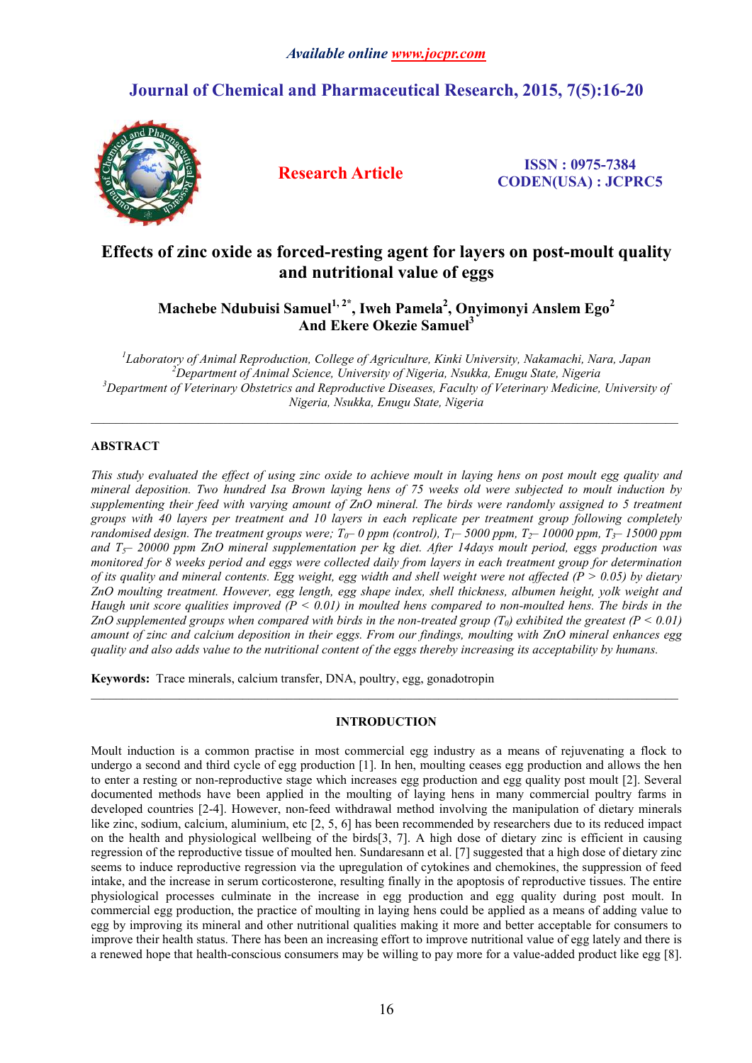# Effects of zinc oxide as forced-resting agent for layers on post-moult quality and nutritional value of eggs

**Machebe Ndubuisi Samuel[1, 2*], Iweh Pamela[2], Onyimonyi Anslem Ego[2] And Ekere Okezie Samuel[3]**

[1]Laboratory of Animal Reproduction, College of Agriculture, Kinki University, Nakamachi, Nara, Japan
[2]Department of Animal Science, University of Nigeria, Nsukka, Enugu State, Nigeria
[3]Department of Veterinary Obstetrics and Reproductive Diseases, Faculty of Veterinary Medicine, University of Nigeria, Nsukka, Enugu State, Nigeria

---

## ABSTRACT

*This study evaluated the effect of using zinc oxide to achieve moult in laying hens on post moult egg quality and mineral deposition. Two hundred Isa Brown laying hens of 75 weeks old were subjected to moult induction by supplementing their feed with varying amount of ZnO mineral. The birds were randomly assigned to 5 treatment groups with 40 layers per treatment and 10 layers in each replicate per treatment group following completely randomised design. The treatment groups were; $T_0$– 0 ppm (control), $T_1$– 5000 ppm, $T_2$– 10000 ppm, $T_3$– 15000 ppm and $T_5$– 20000 ppm ZnO mineral supplementation per kg diet. After 14days moult period, eggs production was monitored for 8 weeks period and eggs were collected daily from layers in each treatment group for determination of its quality and mineral contents. Egg weight, egg width and shell weight were not affected ($P > 0.05$) by dietary ZnO moulting treatment. However, egg length, egg shape index, shell thickness, albumen height, yolk weight and Haugh unit score qualities improved ($P < 0.01$) in moulted hens compared to non-moulted hens. The birds in the ZnO supplemented groups when compared with birds in the non-treated group ($T_0$) exhibited the greatest ($P < 0.01$) amount of zinc and calcium deposition in their eggs. From our findings, moulting with ZnO mineral enhances egg quality and also adds value to the nutritional content of the eggs thereby increasing its acceptability by humans.*

**Keywords:** Trace minerals, calcium transfer, DNA, poultry, egg, gonadotropin

---

## INTRODUCTION

Moult induction is a common practise in most commercial egg industry as a means of rejuvenating a flock to undergo a second and third cycle of egg production [1]. In hen, moulting ceases egg production and allows the hen to enter a resting or non-reproductive stage which increases egg production and egg quality post moult [2]. Several documented methods have been applied in the moulting of laying hens in many commercial poultry farms in developed countries [2-4]. However, non-feed withdrawal method involving the manipulation of dietary minerals like zinc, sodium, calcium, aluminium, etc [2, 5, 6] has been recommended by researchers due to its reduced impact on the health and physiological wellbeing of the birds[3, 7]. A high dose of dietary zinc is efficient in causing regression of the reproductive tissue of moulted hen. Sundaresann et al. [7] suggested that a high dose of dietary zinc seems to induce reproductive regression via the upregulation of cytokines and chemokines, the suppression of feed intake, and the increase in serum corticosterone, resulting finally in the apoptosis of reproductive tissues. The entire physiological processes culminate in the increase in egg production and egg quality during post moult. In commercial egg production, the practice of moulting in laying hens could be applied as a means of adding value to egg by improving its mineral and other nutritional qualities making it more and better acceptable for consumers to improve their health status. There has been an increasing effort to improve nutritional value of egg lately and there is a renewed hope that health-conscious consumers may be willing to pay more for a value-added product like egg [8].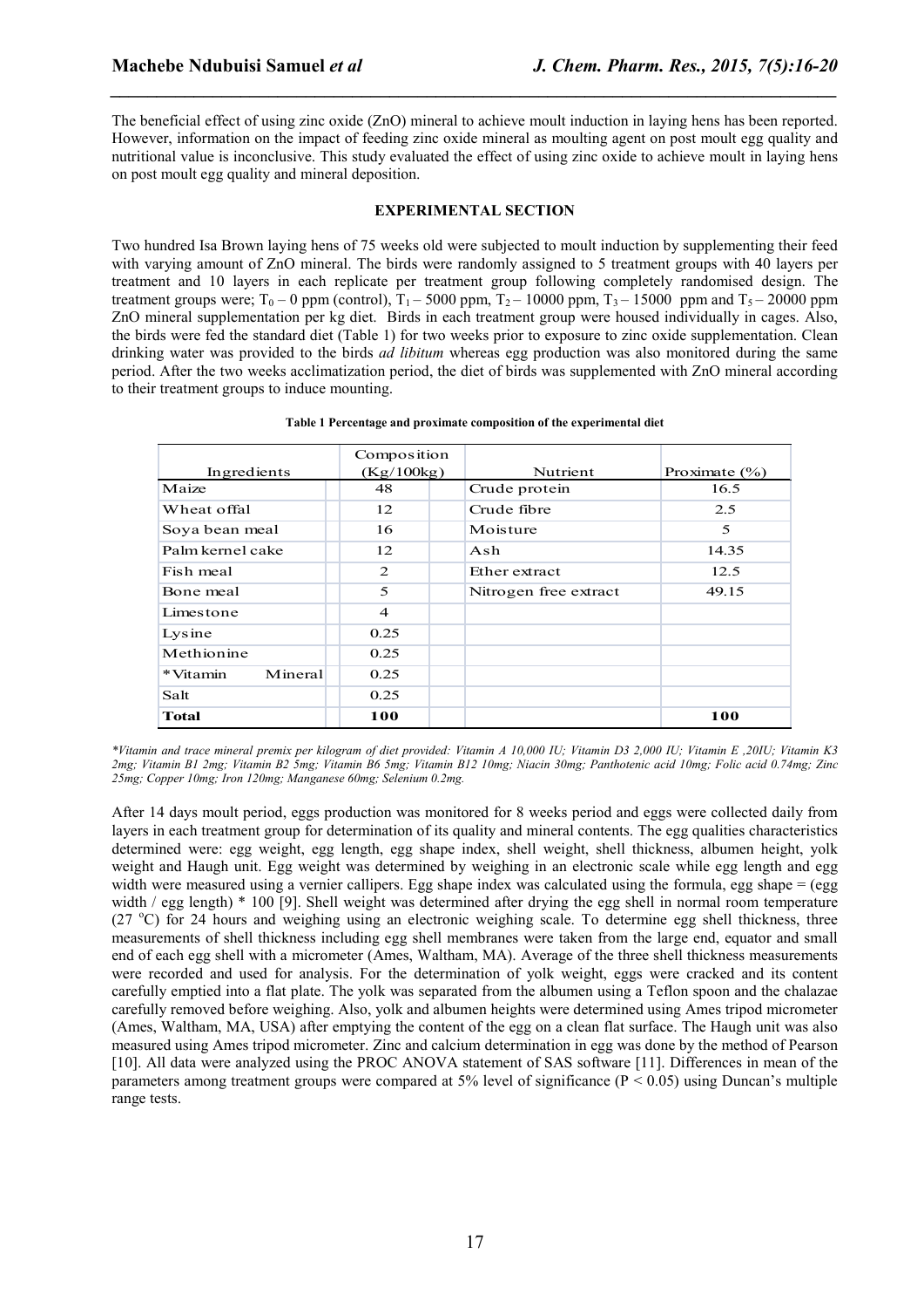The beneficial effect of using zinc oxide (ZnO) mineral to achieve moult induction in laying hens has been reported. However, information on the impact of feeding zinc oxide mineral as moulting agent on post moult egg quality and nutritional value is inconclusive. This study evaluated the effect of using zinc oxide to achieve moult in laying hens on post moult egg quality and mineral deposition.

## EXPERIMENTAL SECTION

Two hundred Isa Brown laying hens of 75 weeks old were subjected to moult induction by supplementing their feed with varying amount of ZnO mineral. The birds were randomly assigned to 5 treatment groups with 40 layers per treatment and 10 layers in each replicate per treatment group following completely randomised design. The treatment groups were; $T_0$ – 0 ppm (control), $T_1$ – 5000 ppm, $T_2$ – 10000 ppm, $T_3$ – 15000 ppm and $T_5$ – 20000 ppm ZnO mineral supplementation per kg diet. Birds in each treatment group were housed individually in cages. Also, the birds were fed the standard diet (Table 1) for two weeks prior to exposure to zinc oxide supplementation. Clean drinking water was provided to the birds *ad libitum* whereas egg production was also monitored during the same period. After the two weeks acclimatization period, the diet of birds was supplemented with ZnO mineral according to their treatment groups to induce mounting.

**Table 1 Percentage and proximate composition of the experimental diet**

| Ingredients | Composition (Kg/100kg) | Nutrient | Proximate (%) |
|---|---|---|---|
| Maize | 48 | Crude protein | 16.5 |
| Wheat offal | 12 | Crude fibre | 2.5 |
| Soya bean meal | 16 | Moisture | 5 |
| Palm kernel cake | 12 | Ash | 14.35 |
| Fish meal | 2 | Ether extract | 12.5 |
| Bone meal | 5 | Nitrogen free extract | 49.15 |
| Limestone | 4 | | |
| Lysine | 0.25 | | |
| Methionine | 0.25 | | |
| *Vitamin Mineral | 0.25 | | |
| Salt | 0.25 | | |
| **Total** | **100** | | **100** |

*\*Vitamin and trace mineral premix per kilogram of diet provided: Vitamin A 10,000 IU; Vitamin D3 2,000 IU; Vitamin E ,20IU; Vitamin K3 2mg; Vitamin B1 2mg; Vitamin B2 5mg; Vitamin B6 5mg; Vitamin B12 10mg; Niacin 30mg; Panthotenic acid 10mg; Folic acid 0.74mg; Zinc 25mg; Copper 10mg; Iron 120mg; Manganese 60mg; Selenium 0.2mg.*

After 14 days moult period, eggs production was monitored for 8 weeks period and eggs were collected daily from layers in each treatment group for determination of its quality and mineral contents. The egg qualities characteristics determined were: egg weight, egg length, egg shape index, shell weight, shell thickness, albumen height, yolk weight and Haugh unit. Egg weight was determined by weighing in an electronic scale while egg length and egg width were measured using a vernier callipers. Egg shape index was calculated using the formula, egg shape = (egg width / egg length) * 100 [9]. Shell weight was determined after drying the egg shell in normal room temperature (27 $^{o}$C) for 24 hours and weighing using an electronic weighing scale. To determine egg shell thickness, three measurements of shell thickness including egg shell membranes were taken from the large end, equator and small end of each egg shell with a micrometer (Ames, Waltham, MA). Average of the three shell thickness measurements were recorded and used for analysis. For the determination of yolk weight, eggs were cracked and its content carefully emptied into a flat plate. The yolk was separated from the albumen using a Teflon spoon and the chalazae carefully removed before weighing. Also, yolk and albumen heights were determined using Ames tripod micrometer (Ames, Waltham, MA, USA) after emptying the content of the egg on a clean flat surface. The Haugh unit was also measured using Ames tripod micrometer. Zinc and calcium determination in egg was done by the method of Pearson [10]. All data were analyzed using the PROC ANOVA statement of SAS software [11]. Differences in mean of the parameters among treatment groups were compared at 5% level of significance ($P < 0.05$) using Duncan's multiple range tests.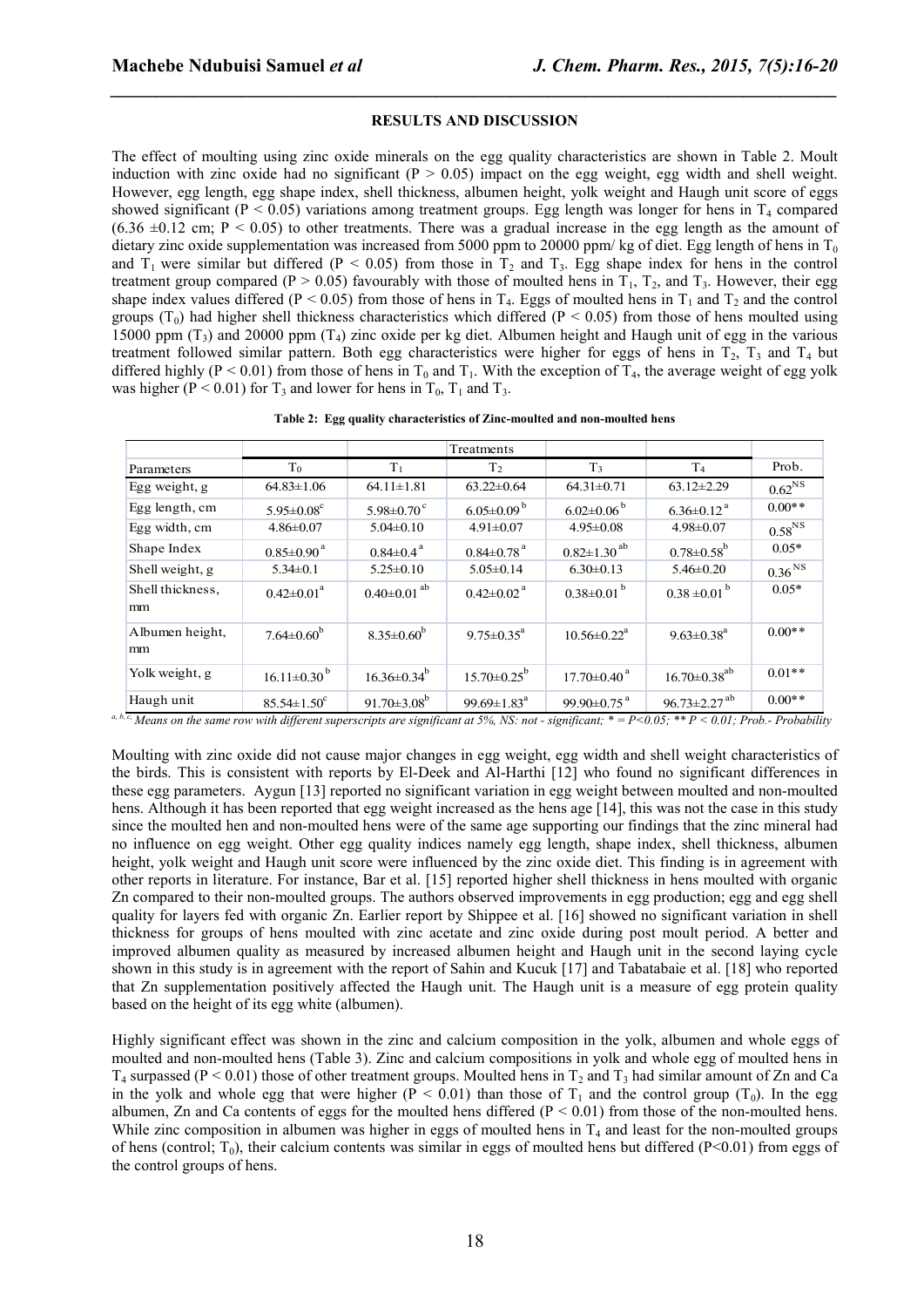### RESULTS AND DISCUSSION

The effect of moulting using zinc oxide minerals on the egg quality characteristics are shown in Table 2. Moult induction with zinc oxide had no significant ($P > 0.05$) impact on the egg weight, egg width and shell weight. However, egg length, egg shape index, shell thickness, albumen height, yolk weight and Haugh unit score of eggs showed significant ($P < 0.05$) variations among treatment groups. Egg length was longer for hens in $T_4$ compared ($6.36 \pm 0.12$ cm; $P < 0.05$) to other treatments. There was a gradual increase in the egg length as the amount of dietary zinc oxide supplementation was increased from 5000 ppm to 20000 ppm/ kg of diet. Egg length of hens in $T_0$ and $T_1$ were similar but differed ($P < 0.05$) from those in $T_2$ and $T_3$. Egg shape index for hens in the control treatment group compared ($P > 0.05$) favourably with those of moulted hens in $T_1$, $T_2$, and $T_3$. However, their egg shape index values differed ($P < 0.05$) from those of hens in $T_4$. Eggs of moulted hens in $T_1$ and $T_2$ and the control groups ($T_0$) had higher shell thickness characteristics which differed ($P < 0.05$) from those of hens moulted using 15000 ppm ($T_3$) and 20000 ppm ($T_4$) zinc oxide per kg diet. Albumen height and Haugh unit of egg in the various treatment followed similar pattern. Both egg characteristics were higher for eggs of hens in $T_2$, $T_3$ and $T_4$ but differed highly ($P < 0.01$) from those of hens in $T_0$ and $T_1$. With the exception of $T_4$, the average weight of egg yolk was higher ($P < 0.01$) for $T_3$ and lower for hens in $T_0$, $T_1$ and $T_3$.

**Table 2: Egg quality characteristics of Zinc-moulted and non-moulted hens**

| | Treatments | | | | | |
|---|---|---|---|---|---|---|
| Parameters | $T_0$ | $T_1$ | $T_2$ | $T_3$ | $T_4$ | Prob. |
| Egg weight, g | 64.83±1.06 | 64.11±1.81 | 63.22±0.64 | 64.31±0.71 | 63.12±2.29 | $0.62^{NS}$ |
| Egg length, cm | $5.95 \pm 0.08^{c}$ | $5.98 \pm 0.70^{c}$ | $6.05 \pm 0.09^{b}$ | $6.02 \pm 0.06^{b}$ | $6.36 \pm 0.12^{a}$ | 0.00** |
| Egg width, cm | 4.86±0.07 | 5.04±0.10 | 4.91±0.07 | 4.95±0.08 | 4.98±0.07 | $0.58^{NS}$ |
| Shape Index | $0.85 \pm 0.90^{a}$ | $0.84 \pm 0.4^{a}$ | $0.84 \pm 0.78^{a}$ | $0.82 \pm 1.30^{ab}$ | $0.78 \pm 0.58^{b}$ | 0.05* |
| Shell weight, g | 5.34±0.1 | 5.25±0.10 | 5.05±0.14 | 6.30±0.13 | 5.46±0.20 | $0.36^{NS}$ |
| Shell thickness, mm | $0.42 \pm 0.01^{a}$ | $0.40 \pm 0.01^{ab}$ | $0.42 \pm 0.02^{a}$ | $0.38 \pm 0.01^{b}$ | $0.38 \pm 0.01^{b}$ | 0.05* |
| Albumen height, mm | $7.64 \pm 0.60^{b}$ | $8.35 \pm 0.60^{b}$ | $9.75 \pm 0.35^{a}$ | $10.56 \pm 0.22^{a}$ | $9.63 \pm 0.38^{a}$ | 0.00** |
| Yolk weight, g | $16.11 \pm 0.30^{b}$ | $16.36 \pm 0.34^{b}$ | $15.70 \pm 0.25^{b}$ | $17.70 \pm 0.40^{a}$ | $16.70 \pm 0.38^{ab}$ | 0.01** |
| Haugh unit | $85.54 \pm 1.50^{c}$ | $91.70 \pm 3.08^{b}$ | $99.69 \pm 1.83^{a}$ | $99.90 \pm 0.75^{a}$ | $96.73 \pm 2.27^{ab}$ | 0.00** |

*[a, b, c] Means on the same row with different superscripts are significant at 5%, NS: not - significant; * = P<0.05; ** P < 0.01; Prob.- Probability*

Moulting with zinc oxide did not cause major changes in egg weight, egg width and shell weight characteristics of the birds. This is consistent with reports by El-Deek and Al-Harthi [12] who found no significant differences in these egg parameters. Aygun [13] reported no significant variation in egg weight between moulted and non-moulted hens. Although it has been reported that egg weight increased as the hens age [14], this was not the case in this study since the moulted hen and non-moulted hens were of the same age supporting our findings that the zinc mineral had no influence on egg weight. Other egg quality indices namely egg length, shape index, shell thickness, albumen height, yolk weight and Haugh unit score were influenced by the zinc oxide diet. This finding is in agreement with other reports in literature. For instance, Bar et al. [15] reported higher shell thickness in hens moulted with organic Zn compared to their non-moulted groups. The authors observed improvements in egg production; egg and egg shell quality for layers fed with organic Zn. Earlier report by Shippee et al. [16] showed no significant variation in shell thickness for groups of hens moulted with zinc acetate and zinc oxide during post moult period. A better and improved albumen quality as measured by increased albumen height and Haugh unit in the second laying cycle shown in this study is in agreement with the report of Sahin and Kucuk [17] and Tabatabaie et al. [18] who reported that Zn supplementation positively affected the Haugh unit. The Haugh unit is a measure of egg protein quality based on the height of its egg white (albumen).

Highly significant effect was shown in the zinc and calcium composition in the yolk, albumen and whole eggs of moulted and non-moulted hens (Table 3). Zinc and calcium compositions in yolk and whole egg of moulted hens in $T_4$ surpassed ($P < 0.01$) those of other treatment groups. Moulted hens in $T_2$ and $T_3$ had similar amount of Zn and Ca in the yolk and whole egg that were higher ($P < 0.01$) than those of $T_1$ and the control group ($T_0$). In the egg albumen, Zn and Ca contents of eggs for the moulted hens differed ($P < 0.01$) from those of the non-moulted hens. While zinc composition in albumen was higher in eggs of moulted hens in $T_4$ and least for the non-moulted groups of hens (control; $T_0$), their calcium contents was similar in eggs of moulted hens but differed ($P<0.01$) from eggs of the control groups of hens.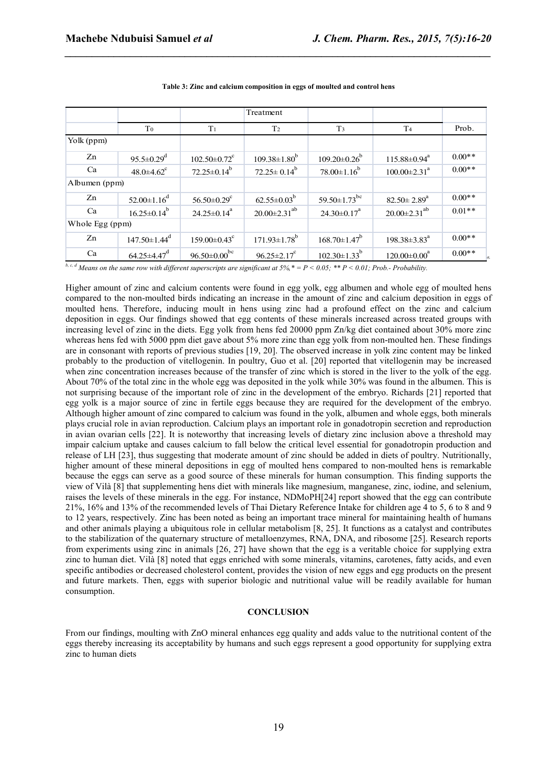**Table 3: Zinc and calcium composition in eggs of moulted and control hens**

| | Treatment | | | | | |
|---|---|---|---|---|---|---|
| | $T_0$ | $T_1$ | $T_2$ | $T_3$ | $T_4$ | Prob. |
| Yolk (ppm) | | | | | | |
| Zn | $95.5 \pm 0.29^{d}$ | $102.50 \pm 0.72^{c}$ | $109.38 \pm 1.80^{b}$ | $109.20 \pm 0.26^{b}$ | $115.88 \pm 0.94^{a}$ | 0.00** |
| Ca | $48.0 \pm 4.62^{c}$ | $72.25 \pm 0.14^{b}$ | $72.25 \pm 0.14^{b}$ | $78.00 \pm 1.16^{b}$ | $100.00 \pm 2.31^{a}$ | 0.00** |
| Albumen (ppm) | | | | | | |
| Zn | $52.00 \pm 1.16^{d}$ | $56.50 \pm 0.29^{c}$ | $62.55 \pm 0.03^{b}$ | $59.50 \pm 1.73^{bc}$ | $82.50 \pm 2.89^{a}$ | 0.00** |
| Ca | $16.25 \pm 0.14^{b}$ | $24.25 \pm 0.14^{a}$ | $20.00 \pm 2.31^{ab}$ | $24.30 \pm 0.17^{a}$ | $20.00 \pm 2.31^{ab}$ | 0.01** |
| Whole Egg (ppm) | | | | | | |
| Zn | $147.50 \pm 1.44^{d}$ | $159.00 \pm 0.43^{c}$ | $171.93 \pm 1.78^{b}$ | $168.70 \pm 1.47^{b}$ | $198.38 \pm 3.83^{a}$ | 0.00** |
| Ca | $64.25 \pm 4.47^{d}$ | $96.50 \pm 0.00^{bc}$ | $96.25 \pm 2.17^{c}$ | $102.30 \pm 1.33^{b}$ | $120.00 \pm 0.00^{a}$ | 0.00** |

*a, b, c, d Means on the same row with different superscripts are significant at 5%,* = $P < 0.05$; ** $P < 0.01$; Prob.- Probability.*

Higher amount of zinc and calcium contents were found in egg yolk, egg albumen and whole egg of moulted hens compared to the non-moulted birds indicating an increase in the amount of zinc and calcium deposition in eggs of moulted hens. Therefore, inducing moult in hens using zinc had a profound effect on the zinc and calcium deposition in eggs. Our findings showed that egg contents of these minerals increased across treated groups with increasing level of zinc in the diets. Egg yolk from hens fed 20000 ppm Zn/kg diet contained about 30% more zinc whereas hens fed with 5000 ppm diet gave about 5% more zinc than egg yolk from non-moulted hen. These findings are in consonant with reports of previous studies [19, 20]. The observed increase in yolk zinc content may be linked probably to the production of vitellogenin. In poultry, Guo et al. [20] reported that vitellogenin may be increased when zinc concentration increases because of the transfer of zinc which is stored in the liver to the yolk of the egg. About 70% of the total zinc in the whole egg was deposited in the yolk while 30% was found in the albumen. This is not surprising because of the important role of zinc in the development of the embryo. Richards [21] reported that egg yolk is a major source of zinc in fertile eggs because they are required for the development of the embryo. Although higher amount of zinc compared to calcium was found in the yolk, albumen and whole eggs, both minerals plays crucial role in avian reproduction. Calcium plays an important role in gonadotropin secretion and reproduction in avian ovarian cells [22]. It is noteworthy that increasing levels of dietary zinc inclusion above a threshold may impair calcium uptake and causes calcium to fall below the critical level essential for gonadotropin production and release of LH [23], thus suggesting that moderate amount of zinc should be added in diets of poultry. Nutritionally, higher amount of these mineral depositions in egg of moulted hens compared to non-moulted hens is remarkable because the eggs can serve as a good source of these minerals for human consumption. This finding supports the view of Vilà [8] that supplementing hens diet with minerals like magnesium, manganese, zinc, iodine, and selenium, raises the levels of these minerals in the egg. For instance, NDMoPH[24] report showed that the egg can contribute 21%, 16% and 13% of the recommended levels of Thai Dietary Reference Intake for children age 4 to 5, 6 to 8 and 9 to 12 years, respectively. Zinc has been noted as being an important trace mineral for maintaining health of humans and other animals playing a ubiquitous role in cellular metabolism [8, 25]. It functions as a catalyst and contributes to the stabilization of the quaternary structure of metalloenzymes, RNA, DNA, and ribosome [25]. Research reports from experiments using zinc in animals [26, 27] have shown that the egg is a veritable choice for supplying extra zinc to human diet. Vilà [8] noted that eggs enriched with some minerals, vitamins, carotenes, fatty acids, and even specific antibodies or decreased cholesterol content, provides the vision of new eggs and egg products on the present and future markets. Then, eggs with superior biologic and nutritional value will be readily available for human consumption.

## CONCLUSION

From our findings, moulting with ZnO mineral enhances egg quality and adds value to the nutritional content of the eggs thereby increasing its acceptability by humans and such eggs represent a good opportunity for supplying extra zinc to human diets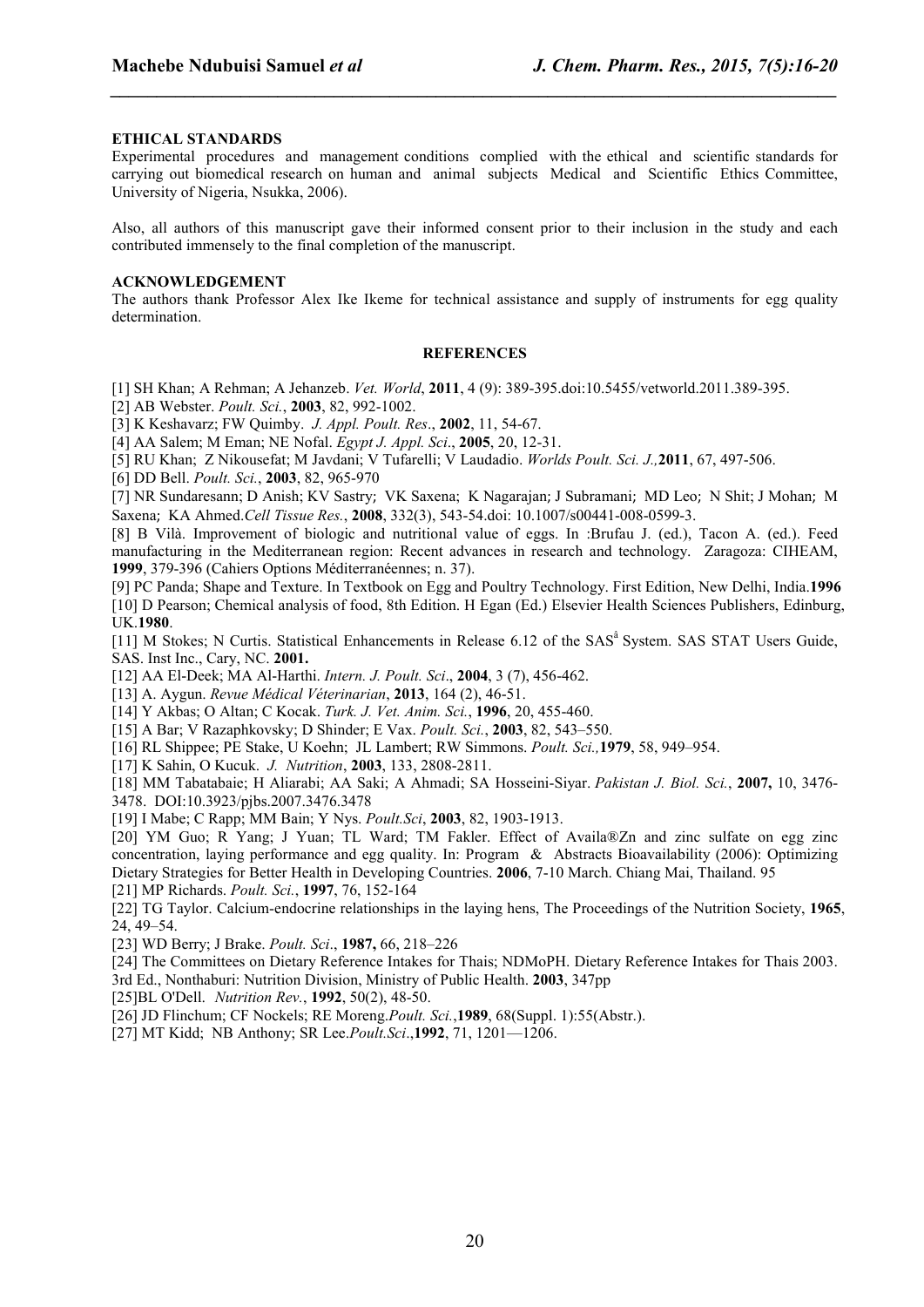**ETHICAL STANDARDS**

Experimental procedures and management conditions complied with the ethical and scientific standards for carrying out biomedical research on human and animal subjects Medical and Scientific Ethics Committee, University of Nigeria, Nsukka, 2006).

Also, all authors of this manuscript gave their informed consent prior to their inclusion in the study and each contributed immensely to the final completion of the manuscript.

**ACKNOWLEDGEMENT**

The authors thank Professor Alex Ike Ikeme for technical assistance and supply of instruments for egg quality determination.

## REFERENCES

[1] SH Khan; A Rehman; A Jehanzeb. *Vet. World*, **2011**, 4 (9): 389-395.doi:10.5455/vetworld.2011.389-395.

[2] AB Webster. *Poult. Sci.*, **2003**, 82, 992-1002.

[3] K Keshavarz; FW Quimby. *J. Appl. Poult. Res*., **2002**, 11, 54-67.

[4] AA Salem; M Eman; NE Nofal. *Egypt J. Appl. Sci*., **2005**, 20, 12-31.

[5] RU Khan; Z Nikousefat; M Javdani; V Tufarelli; V Laudadio. *Worlds Poult. Sci. J.,***2011**, 67, 497-506.

[6] DD Bell. *Poult. Sci.*, **2003**, 82, 965-970

[7] NR Sundaresann; D Anish; KV Sastry; VK Saxena; K Nagarajan; J Subramani; MD Leo; N Shit; J Mohan; M Saxena; KA Ahmed.*Cell Tissue Res.*, **2008**, 332(3), 543-54.doi: 10.1007/s00441-008-0599-3.

[8] B Vilà. Improvement of biologic and nutritional value of eggs. In :Brufau J. (ed.), Tacon A. (ed.). Feed manufacturing in the Mediterranean region: Recent advances in research and technology. Zaragoza: CIHEAM, **1999**, 379-396 (Cahiers Options Méditerranéennes; n. 37).

[9] PC Panda; Shape and Texture. In Textbook on Egg and Poultry Technology. First Edition, New Delhi, India.**1996**

[10] D Pearson; Chemical analysis of food, 8th Edition. H Egan (Ed.) Elsevier Health Sciences Publishers, Edinburg, UK.**1980**.

[11] M Stokes; N Curtis. Statistical Enhancements in Release 6.12 of the SAS® System. SAS STAT Users Guide, SAS. Inst Inc., Cary, NC. **2001.**

[12] AA El-Deek; MA Al-Harthi. *Intern. J. Poult. Sci*., **2004**, 3 (7), 456-462.

[13] A. Aygun. *Revue Médical Véterinarian*, **2013**, 164 (2), 46-51.

[14] Y Akbas; O Altan; C Kocak. *Turk. J. Vet. Anim. Sci.*, **1996**, 20, 455-460.

[15] A Bar; V Razaphkovsky; D Shinder; E Vax. *Poult. Sci.*, **2003**, 82, 543–550.

[16] RL Shippee; PE Stake, U Koehn; JL Lambert; RW Simmons. *Poult. Sci.,***1979**, 58, 949–954.

[17] K Sahin, O Kucuk. *J. Nutrition*, **2003**, 133, 2808-2811.

[18] MM Tabatabaie; H Aliarabi; AA Saki; A Ahmadi; SA Hosseini-Siyar. *Pakistan J. Biol. Sci.*, **2007,** 10, 3476-3478. DOI:10.3923/pjbs.2007.3476.3478

[19] I Mabe; C Rapp; MM Bain; Y Nys. *Poult.Sci*, **2003**, 82, 1903-1913.

[20] YM Guo; R Yang; J Yuan; TL Ward; TM Fakler. Effect of Availa®Zn and zinc sulfate on egg zinc concentration, laying performance and egg quality. In: Program & Abstracts Bioavailability (2006): Optimizing Dietary Strategies for Better Health in Developing Countries. **2006**, 7-10 March. Chiang Mai, Thailand. 95

[21] MP Richards. *Poult. Sci.*, **1997**, 76, 152-164

[22] TG Taylor. Calcium-endocrine relationships in the laying hens, The Proceedings of the Nutrition Society, **1965**, 24, 49–54.

[23] WD Berry; J Brake. *Poult. Sci*., **1987,** 66, 218–226

[24] The Committees on Dietary Reference Intakes for Thais; NDMoPH. Dietary Reference Intakes for Thais 2003. 3rd Ed., Nonthaburi: Nutrition Division, Ministry of Public Health. **2003**, 347pp

[25]BL O'Dell. *Nutrition Rev.*, **1992**, 50(2), 48-50.

[26] JD Flinchum; CF Nockels; RE Moreng.*Poult. Sci.*,**1989**, 68(Suppl. 1):55(Abstr.).

[27] MT Kidd; NB Anthony; SR Lee.*Poult.Sci*.,**1992**, 71, 1201—1206.